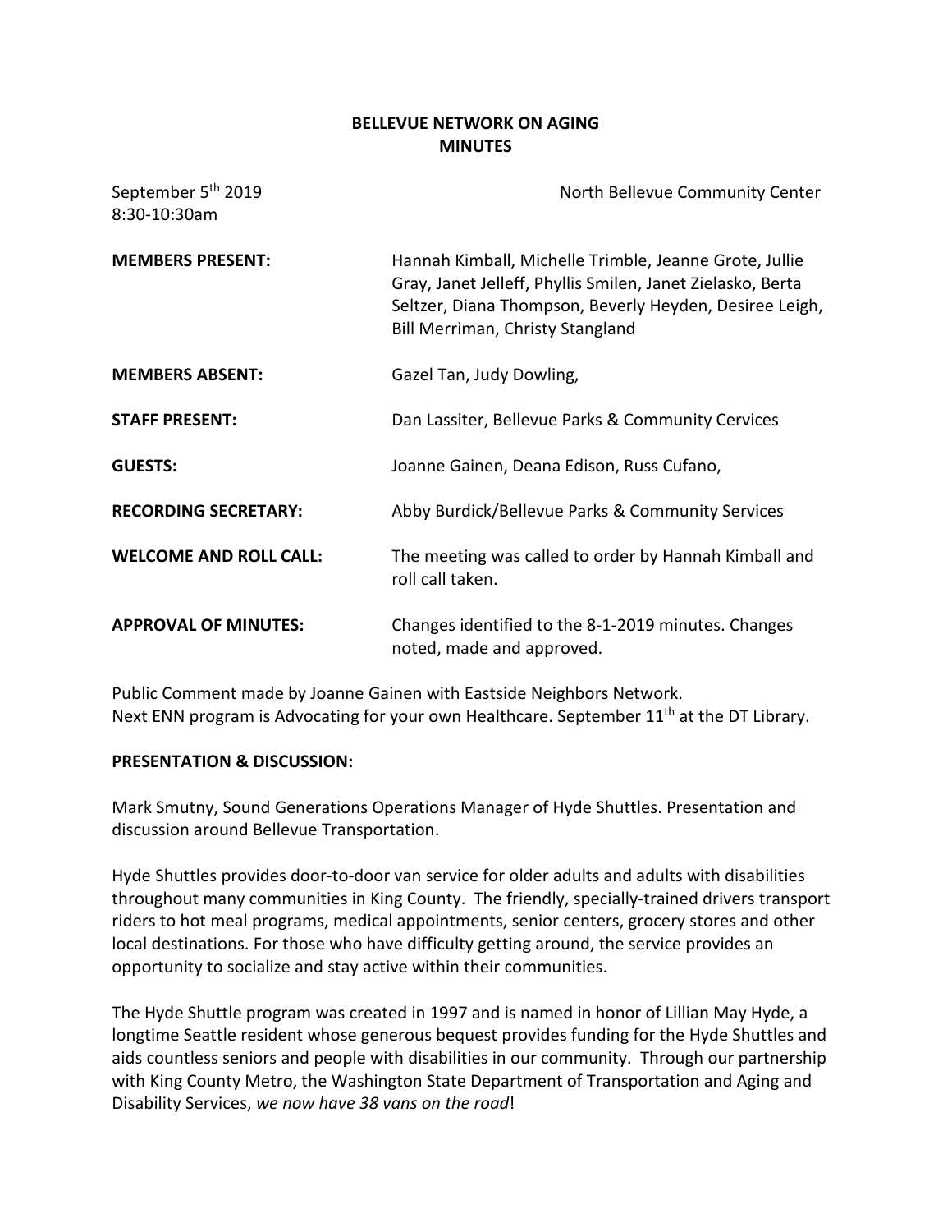**BELLEVUE NETWORK ON AGING**
**MINUTES**

September 5th 2019
8:30-10:30am

North Bellevue Community Center

**MEMBERS PRESENT:** Hannah Kimball, Michelle Trimble, Jeanne Grote, Jullie Gray, Janet Jelleff, Phyllis Smilen, Janet Zielasko, Berta Seltzer, Diana Thompson, Beverly Heyden, Desiree Leigh, Bill Merriman, Christy Stangland

**MEMBERS ABSENT:** Gazel Tan, Judy Dowling,

**STAFF PRESENT:** Dan Lassiter, Bellevue Parks & Community Cervices

**GUESTS:** Joanne Gainen, Deana Edison, Russ Cufano,

**RECORDING SECRETARY:** Abby Burdick/Bellevue Parks & Community Services

**WELCOME AND ROLL CALL:** The meeting was called to order by Hannah Kimball and roll call taken.

**APPROVAL OF MINUTES:** Changes identified to the 8-1-2019 minutes. Changes noted, made and approved.

Public Comment made by Joanne Gainen with Eastside Neighbors Network.
Next ENN program is Advocating for your own Healthcare. September 11th at the DT Library.

**PRESENTATION & DISCUSSION:**

Mark Smutny, Sound Generations Operations Manager of Hyde Shuttles. Presentation and discussion around Bellevue Transportation.

Hyde Shuttles provides door-to-door van service for older adults and adults with disabilities throughout many communities in King County. The friendly, specially-trained drivers transport riders to hot meal programs, medical appointments, senior centers, grocery stores and other local destinations. For those who have difficulty getting around, the service provides an opportunity to socialize and stay active within their communities.

The Hyde Shuttle program was created in 1997 and is named in honor of Lillian May Hyde, a longtime Seattle resident whose generous bequest provides funding for the Hyde Shuttles and aids countless seniors and people with disabilities in our community. Through our partnership with King County Metro, the Washington State Department of Transportation and Aging and Disability Services, *we now have 38 vans on the road*!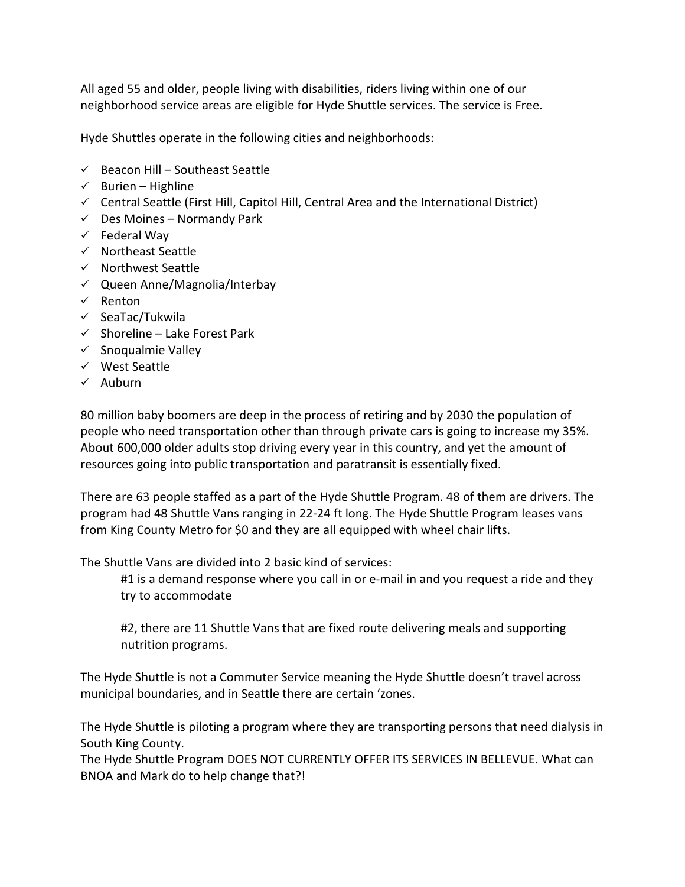All aged 55 and older, people living with disabilities, riders living within one of our neighborhood service areas are eligible for Hyde Shuttle services. The service is Free.

Hyde Shuttles operate in the following cities and neighborhoods:

- ✓ Beacon Hill – Southeast Seattle
- ✓ Burien – Highline
- ✓ Central Seattle (First Hill, Capitol Hill, Central Area and the International District)
- ✓ Des Moines – Normandy Park
- ✓ Federal Way
- ✓ Northeast Seattle
- ✓ Northwest Seattle
- ✓ Queen Anne/Magnolia/Interbay
- ✓ Renton
- ✓ SeaTac/Tukwila
- ✓ Shoreline – Lake Forest Park
- ✓ Snoqualmie Valley
- ✓ West Seattle
- ✓ Auburn

80 million baby boomers are deep in the process of retiring and by 2030 the population of people who need transportation other than through private cars is going to increase my 35%. About 600,000 older adults stop driving every year in this country, and yet the amount of resources going into public transportation and paratransit is essentially fixed.

There are 63 people staffed as a part of the Hyde Shuttle Program. 48 of them are drivers. The program had 48 Shuttle Vans ranging in 22-24 ft long. The Hyde Shuttle Program leases vans from King County Metro for $0 and they are all equipped with wheel chair lifts.

The Shuttle Vans are divided into 2 basic kind of services:

> #1 is a demand response where you call in or e-mail in and you request a ride and they try to accommodate
>
> #2, there are 11 Shuttle Vans that are fixed route delivering meals and supporting nutrition programs.

The Hyde Shuttle is not a Commuter Service meaning the Hyde Shuttle doesn't travel across municipal boundaries, and in Seattle there are certain 'zones.

The Hyde Shuttle is piloting a program where they are transporting persons that need dialysis in South King County.
The Hyde Shuttle Program DOES NOT CURRENTLY OFFER ITS SERVICES IN BELLEVUE. What can BNOA and Mark do to help change that?!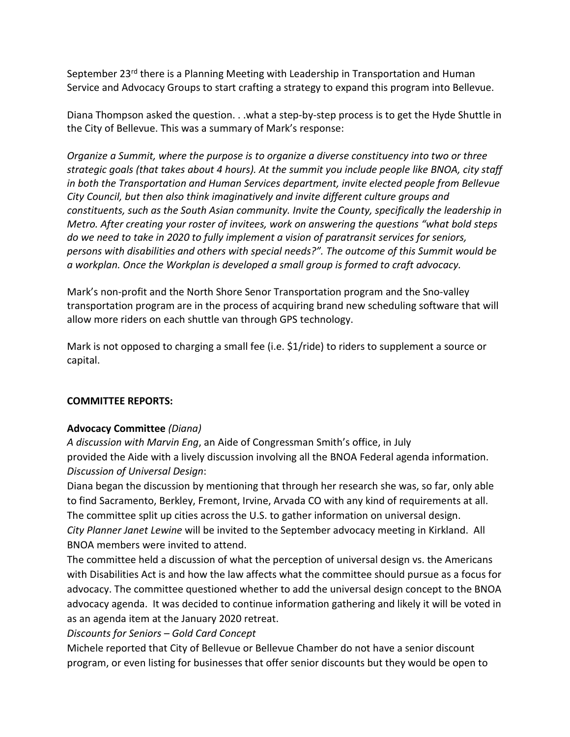September 23rd there is a Planning Meeting with Leadership in Transportation and Human Service and Advocacy Groups to start crafting a strategy to expand this program into Bellevue.

Diana Thompson asked the question. . .what a step-by-step process is to get the Hyde Shuttle in the City of Bellevue. This was a summary of Mark's response:

*Organize a Summit, where the purpose is to organize a diverse constituency into two or three strategic goals (that takes about 4 hours). At the summit you include people like BNOA, city staff in both the Transportation and Human Services department, invite elected people from Bellevue City Council, but then also think imaginatively and invite different culture groups and constituents, such as the South Asian community. Invite the County, specifically the leadership in Metro. After creating your roster of invitees, work on answering the questions "what bold steps do we need to take in 2020 to fully implement a vision of paratransit services for seniors, persons with disabilities and others with special needs?". The outcome of this Summit would be a workplan. Once the Workplan is developed a small group is formed to craft advocacy.*

Mark's non-profit and the North Shore Senor Transportation program and the Sno-valley transportation program are in the process of acquiring brand new scheduling software that will allow more riders on each shuttle van through GPS technology.

Mark is not opposed to charging a small fee (i.e. $1/ride) to riders to supplement a source or capital.

**COMMITTEE REPORTS:**

**Advocacy Committee** *(Diana)*

*A discussion with Marvin Eng*, an Aide of Congressman Smith's office, in July provided the Aide with a lively discussion involving all the BNOA Federal agenda information.

*Discussion of Universal Design*:

Diana began the discussion by mentioning that through her research she was, so far, only able to find Sacramento, Berkley, Fremont, Irvine, Arvada CO with any kind of requirements at all. The committee split up cities across the U.S. to gather information on universal design.

*City Planner Janet Lewine* will be invited to the September advocacy meeting in Kirkland. All BNOA members were invited to attend.

The committee held a discussion of what the perception of universal design vs. the Americans with Disabilities Act is and how the law affects what the committee should pursue as a focus for advocacy. The committee questioned whether to add the universal design concept to the BNOA advocacy agenda. It was decided to continue information gathering and likely it will be voted in as an agenda item at the January 2020 retreat.

*Discounts for Seniors – Gold Card Concept*

Michele reported that City of Bellevue or Bellevue Chamber do not have a senior discount program, or even listing for businesses that offer senior discounts but they would be open to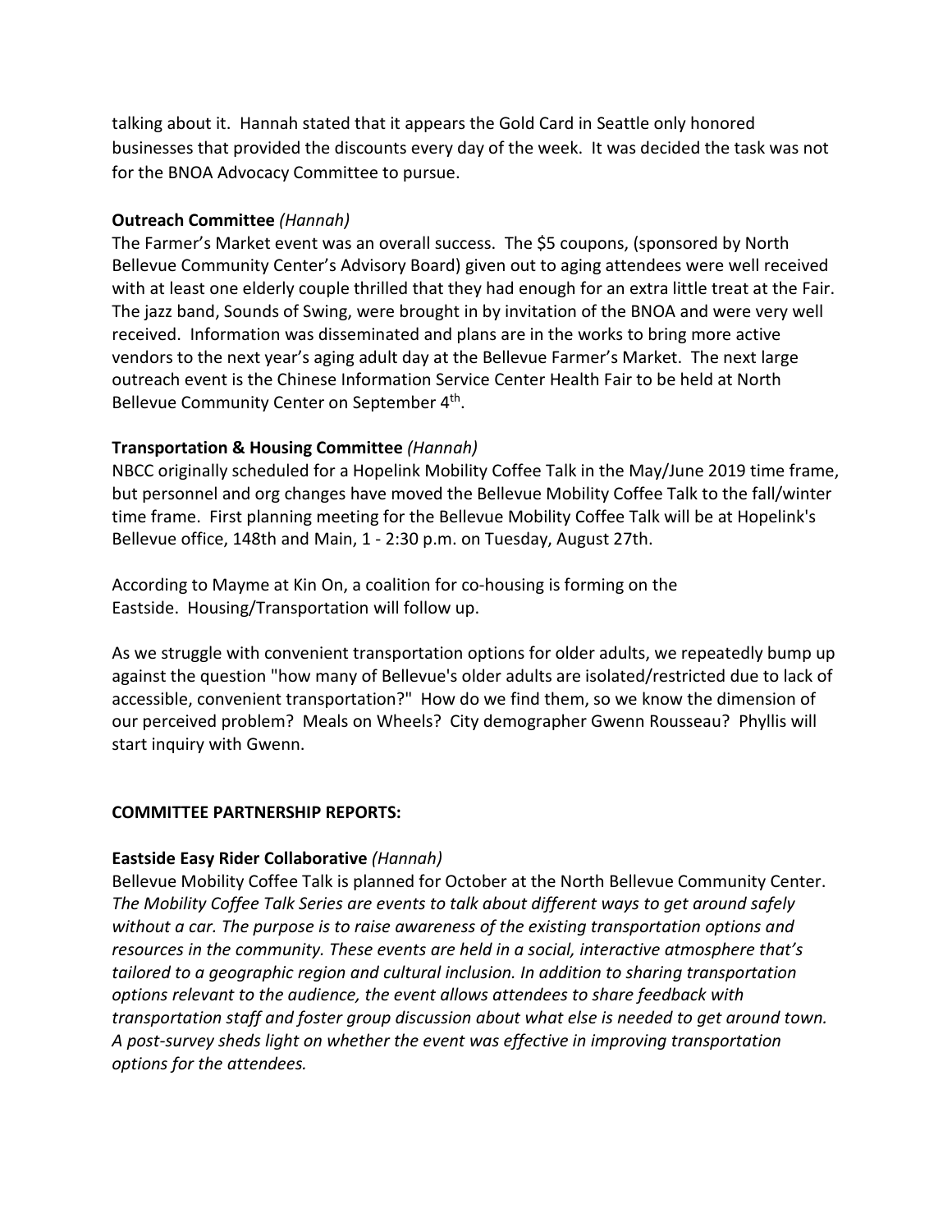talking about it. Hannah stated that it appears the Gold Card in Seattle only honored businesses that provided the discounts every day of the week. It was decided the task was not for the BNOA Advocacy Committee to pursue.

**Outreach Committee** *(Hannah)*

The Farmer's Market event was an overall success. The $5 coupons, (sponsored by North Bellevue Community Center's Advisory Board) given out to aging attendees were well received with at least one elderly couple thrilled that they had enough for an extra little treat at the Fair. The jazz band, Sounds of Swing, were brought in by invitation of the BNOA and were very well received. Information was disseminated and plans are in the works to bring more active vendors to the next year's aging adult day at the Bellevue Farmer's Market. The next large outreach event is the Chinese Information Service Center Health Fair to be held at North Bellevue Community Center on September 4th.

**Transportation & Housing Committee** *(Hannah)*

NBCC originally scheduled for a Hopelink Mobility Coffee Talk in the May/June 2019 time frame, but personnel and org changes have moved the Bellevue Mobility Coffee Talk to the fall/winter time frame. First planning meeting for the Bellevue Mobility Coffee Talk will be at Hopelink's Bellevue office, 148th and Main, 1 - 2:30 p.m. on Tuesday, August 27th.

According to Mayme at Kin On, a coalition for co-housing is forming on the Eastside. Housing/Transportation will follow up.

As we struggle with convenient transportation options for older adults, we repeatedly bump up against the question "how many of Bellevue's older adults are isolated/restricted due to lack of accessible, convenient transportation?" How do we find them, so we know the dimension of our perceived problem? Meals on Wheels? City demographer Gwenn Rousseau? Phyllis will start inquiry with Gwenn.

**COMMITTEE PARTNERSHIP REPORTS:**

**Eastside Easy Rider Collaborative** *(Hannah)*

Bellevue Mobility Coffee Talk is planned for October at the North Bellevue Community Center. *The Mobility Coffee Talk Series are events to talk about different ways to get around safely without a car. The purpose is to raise awareness of the existing transportation options and resources in the community. These events are held in a social, interactive atmosphere that's tailored to a geographic region and cultural inclusion. In addition to sharing transportation options relevant to the audience, the event allows attendees to share feedback with transportation staff and foster group discussion about what else is needed to get around town. A post-survey sheds light on whether the event was effective in improving transportation options for the attendees.*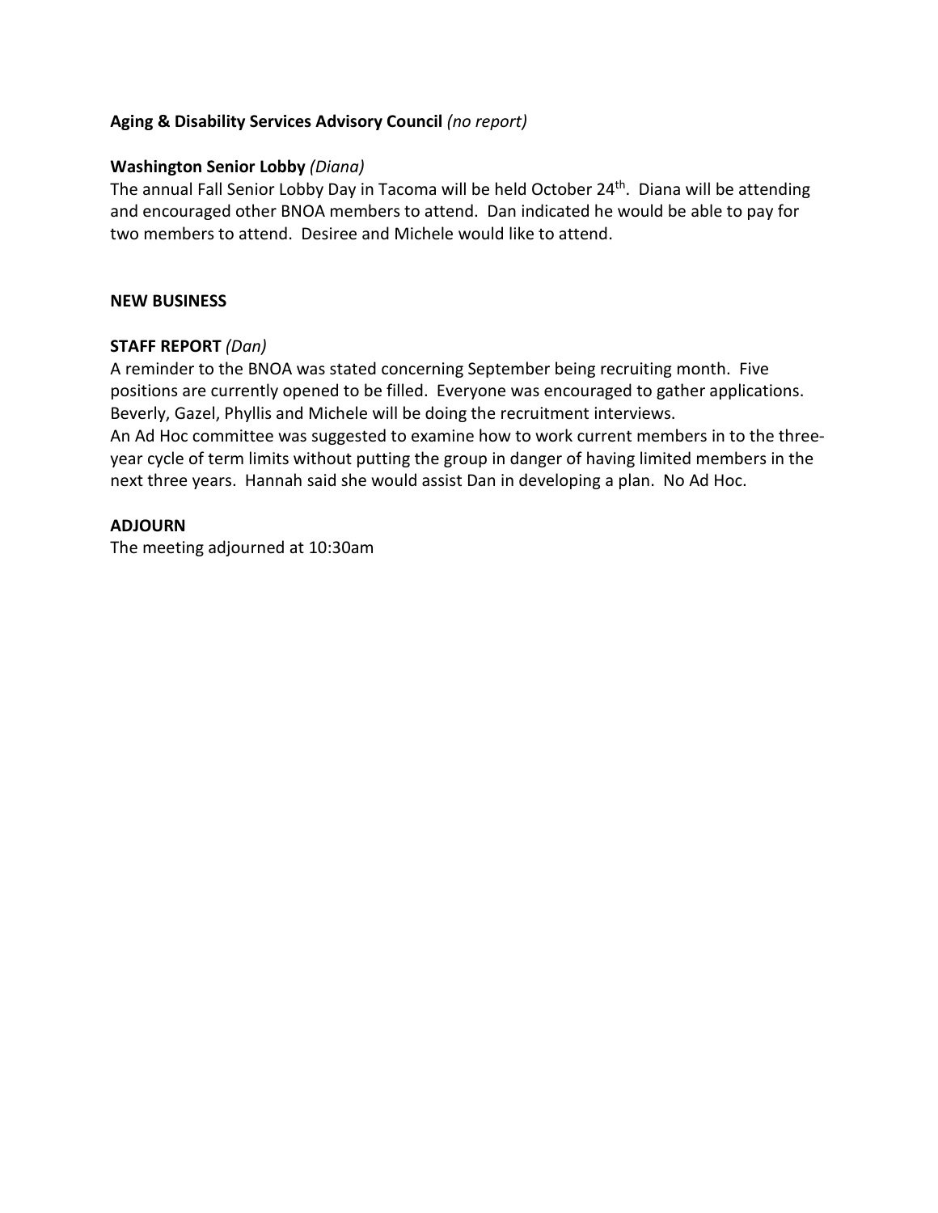**Aging & Disability Services Advisory Council** *(no report)*

**Washington Senior Lobby** *(Diana)*
The annual Fall Senior Lobby Day in Tacoma will be held October 24th. Diana will be attending and encouraged other BNOA members to attend. Dan indicated he would be able to pay for two members to attend. Desiree and Michele would like to attend.

**NEW BUSINESS**

**STAFF REPORT** *(Dan)*
A reminder to the BNOA was stated concerning September being recruiting month. Five positions are currently opened to be filled. Everyone was encouraged to gather applications. Beverly, Gazel, Phyllis and Michele will be doing the recruitment interviews.
An Ad Hoc committee was suggested to examine how to work current members in to the three-year cycle of term limits without putting the group in danger of having limited members in the next three years. Hannah said she would assist Dan in developing a plan. No Ad Hoc.

**ADJOURN**
The meeting adjourned at 10:30am